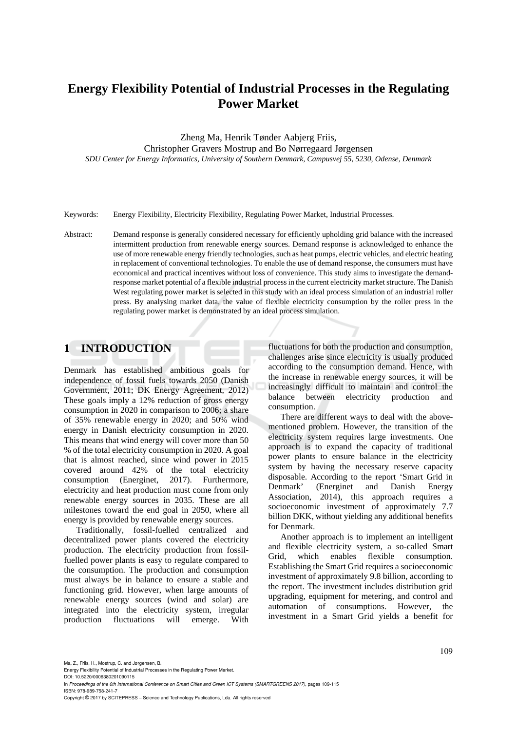# Energy Flexibility Potential of Industrial Processes in the Regulating Power Market

Zheng Ma, Henrik Tønder Aabjerg Friis,
Christopher Gravers Mostrup and Bo Nørregaard Jørgensen

*SDU Center for Energy Informatics, University of Southern Denmark, Campusvej 55, 5230, Odense, Denmark*

Keywords: Energy Flexibility, Electricity Flexibility, Regulating Power Market, Industrial Processes.

Abstract: Demand response is generally considered necessary for efficiently upholding grid balance with the increased intermittent production from renewable energy sources. Demand response is acknowledged to enhance the use of more renewable energy friendly technologies, such as heat pumps, electric vehicles, and electric heating in replacement of conventional technologies. To enable the use of demand response, the consumers must have economical and practical incentives without loss of convenience. This study aims to investigate the demand-response market potential of a flexible industrial process in the current electricity market structure. The Danish West regulating power market is selected in this study with an ideal process simulation of an industrial roller press. By analysing market data, the value of flexible electricity consumption by the roller press in the regulating power market is demonstrated by an ideal process simulation.

## 1 INTRODUCTION

Denmark has established ambitious goals for independence of fossil fuels towards 2050 (Danish Government, 2011; DK Energy Agreement, 2012) These goals imply a 12% reduction of gross energy consumption in 2020 in comparison to 2006; a share of 35% renewable energy in 2020; and 50% wind energy in Danish electricity consumption in 2020. This means that wind energy will cover more than 50 % of the total electricity consumption in 2020. A goal that is almost reached, since wind power in 2015 covered around 42% of the total electricity consumption (Energinet, 2017). Furthermore, electricity and heat production must come from only renewable energy sources in 2035. These are all milestones toward the end goal in 2050, where all energy is provided by renewable energy sources.

Traditionally, fossil-fuelled centralized and decentralized power plants covered the electricity production. The electricity production from fossil-fuelled power plants is easy to regulate compared to the consumption. The production and consumption must always be in balance to ensure a stable and functioning grid. However, when large amounts of renewable energy sources (wind and solar) are integrated into the electricity system, irregular production fluctuations will emerge. With fluctuations for both the production and consumption, challenges arise since electricity is usually produced according to the consumption demand. Hence, with the increase in renewable energy sources, it will be increasingly difficult to maintain and control the balance between electricity production and consumption.

There are different ways to deal with the above-mentioned problem. However, the transition of the electricity system requires large investments. One approach is to expand the capacity of traditional power plants to ensure balance in the electricity system by having the necessary reserve capacity disposable. According to the report 'Smart Grid in Denmark' (Energinet and Danish Energy Association, 2014), this approach requires a socioeconomic investment of approximately 7.7 billion DKK, without yielding any additional benefits for Denmark.

Another approach is to implement an intelligent and flexible electricity system, a so-called Smart Grid, which enables flexible consumption. Establishing the Smart Grid requires a socioeconomic investment of approximately 9.8 billion, according to the report. The investment includes distribution grid upgrading, equipment for metering, and control and automation of consumptions. However, the investment in a Smart Grid yields a benefit for

Ma, Z., Friis, H., Mostrup, C. and Jørgensen, B.
Energy Flexibility Potential of Industrial Processes in the Regulating Power Market.
DOI: 10.5220/0006380201090115
In *Proceedings of the 6th International Conference on Smart Cities and Green ICT Systems (SMARTGREENS 2017)*, pages 109-115
ISBN: 978-989-758-241-7
Copyright © 2017 by SCITEPRESS – Science and Technology Publications, Lda. All rights reserved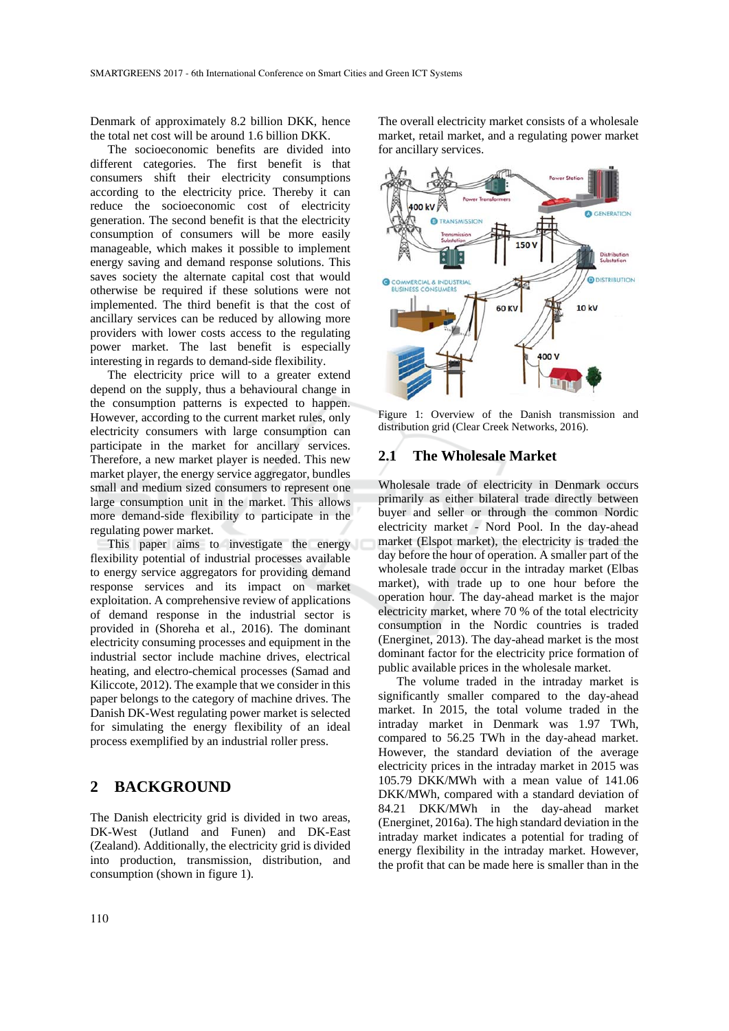Denmark of approximately 8.2 billion DKK, hence the total net cost will be around 1.6 billion DKK.

The socioeconomic benefits are divided into different categories. The first benefit is that consumers shift their electricity consumptions according to the electricity price. Thereby it can reduce the socioeconomic cost of electricity generation. The second benefit is that the electricity consumption of consumers will be more easily manageable, which makes it possible to implement energy saving and demand response solutions. This saves society the alternate capital cost that would otherwise be required if these solutions were not implemented. The third benefit is that the cost of ancillary services can be reduced by allowing more providers with lower costs access to the regulating power market. The last benefit is especially interesting in regards to demand-side flexibility.

The electricity price will to a greater extend depend on the supply, thus a behavioural change in the consumption patterns is expected to happen. However, according to the current market rules, only electricity consumers with large consumption can participate in the market for ancillary services. Therefore, a new market player is needed. This new market player, the energy service aggregator, bundles small and medium sized consumers to represent one large consumption unit in the market. This allows more demand-side flexibility to participate in the regulating power market.

This paper aims to investigate the energy flexibility potential of industrial processes available to energy service aggregators for providing demand response services and its impact on market exploitation. A comprehensive review of applications of demand response in the industrial sector is provided in (Shoreha et al., 2016). The dominant electricity consuming processes and equipment in the industrial sector include machine drives, electrical heating, and electro-chemical processes (Samad and Kiliccote, 2012). The example that we consider in this paper belongs to the category of machine drives. The Danish DK-West regulating power market is selected for simulating the energy flexibility of an ideal process exemplified by an industrial roller press.

## 2 BACKGROUND

The Danish electricity grid is divided in two areas, DK-West (Jutland and Funen) and DK-East (Zealand). Additionally, the electricity grid is divided into production, transmission, distribution, and consumption (shown in figure 1).

The overall electricity market consists of a wholesale market, retail market, and a regulating power market for ancillary services.

Figure 1: Overview of the Danish transmission and distribution grid (Clear Creek Networks, 2016).

### 2.1 The Wholesale Market

Wholesale trade of electricity in Denmark occurs primarily as either bilateral trade directly between buyer and seller or through the common Nordic electricity market - Nord Pool. In the day-ahead market (Elspot market), the electricity is traded the day before the hour of operation. A smaller part of the wholesale trade occur in the intraday market (Elbas market), with trade up to one hour before the operation hour. The day-ahead market is the major electricity market, where 70 % of the total electricity consumption in the Nordic countries is traded (Energinet, 2013). The day-ahead market is the most dominant factor for the electricity price formation of public available prices in the wholesale market.

The volume traded in the intraday market is significantly smaller compared to the day-ahead market. In 2015, the total volume traded in the intraday market in Denmark was 1.97 TWh, compared to 56.25 TWh in the day-ahead market. However, the standard deviation of the average electricity prices in the intraday market in 2015 was 105.79 DKK/MWh with a mean value of 141.06 DKK/MWh, compared with a standard deviation of 84.21 DKK/MWh in the day-ahead market (Energinet, 2016a). The high standard deviation in the intraday market indicates a potential for trading of energy flexibility in the intraday market. However, the profit that can be made here is smaller than in the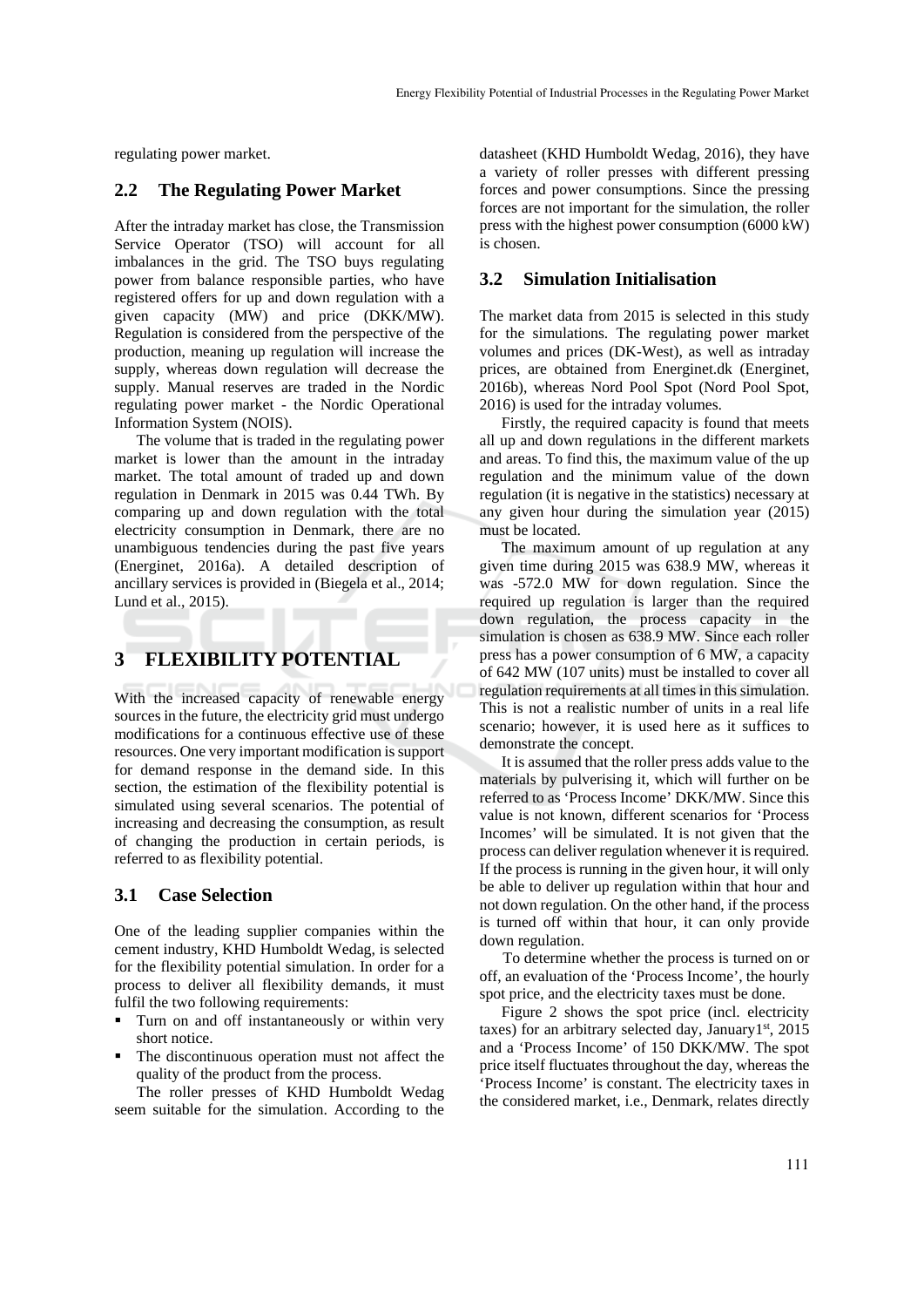regulating power market.

## 2.2 The Regulating Power Market

After the intraday market has close, the Transmission Service Operator (TSO) will account for all imbalances in the grid. The TSO buys regulating power from balance responsible parties, who have registered offers for up and down regulation with a given capacity (MW) and price (DKK/MW). Regulation is considered from the perspective of the production, meaning up regulation will increase the supply, whereas down regulation will decrease the supply. Manual reserves are traded in the Nordic regulating power market - the Nordic Operational Information System (NOIS).

The volume that is traded in the regulating power market is lower than the amount in the intraday market. The total amount of traded up and down regulation in Denmark in 2015 was 0.44 TWh. By comparing up and down regulation with the total electricity consumption in Denmark, there are no unambiguous tendencies during the past five years (Energinet, 2016a). A detailed description of ancillary services is provided in (Biegela et al., 2014; Lund et al., 2015).

# 3 FLEXIBILITY POTENTIAL

With the increased capacity of renewable energy sources in the future, the electricity grid must undergo modifications for a continuous effective use of these resources. One very important modification is support for demand response in the demand side. In this section, the estimation of the flexibility potential is simulated using several scenarios. The potential of increasing and decreasing the consumption, as result of changing the production in certain periods, is referred to as flexibility potential.

## 3.1 Case Selection

One of the leading supplier companies within the cement industry, KHD Humboldt Wedag, is selected for the flexibility potential simulation. In order for a process to deliver all flexibility demands, it must fulfil the two following requirements:

- Turn on and off instantaneously or within very short notice.
- The discontinuous operation must not affect the quality of the product from the process.

The roller presses of KHD Humboldt Wedag seem suitable for the simulation. According to the datasheet (KHD Humboldt Wedag, 2016), they have a variety of roller presses with different pressing forces and power consumptions. Since the pressing forces are not important for the simulation, the roller press with the highest power consumption (6000 kW) is chosen.

## 3.2 Simulation Initialisation

The market data from 2015 is selected in this study for the simulations. The regulating power market volumes and prices (DK-West), as well as intraday prices, are obtained from Energinet.dk (Energinet, 2016b), whereas Nord Pool Spot (Nord Pool Spot, 2016) is used for the intraday volumes.

Firstly, the required capacity is found that meets all up and down regulations in the different markets and areas. To find this, the maximum value of the up regulation and the minimum value of the down regulation (it is negative in the statistics) necessary at any given hour during the simulation year (2015) must be located.

The maximum amount of up regulation at any given time during 2015 was 638.9 MW, whereas it was -572.0 MW for down regulation. Since the required up regulation is larger than the required down regulation, the process capacity in the simulation is chosen as 638.9 MW. Since each roller press has a power consumption of 6 MW, a capacity of 642 MW (107 units) must be installed to cover all regulation requirements at all times in this simulation. This is not a realistic number of units in a real life scenario; however, it is used here as it suffices to demonstrate the concept.

It is assumed that the roller press adds value to the materials by pulverising it, which will further on be referred to as 'Process Income' DKK/MW. Since this value is not known, different scenarios for 'Process Incomes' will be simulated. It is not given that the process can deliver regulation whenever it is required. If the process is running in the given hour, it will only be able to deliver up regulation within that hour and not down regulation. On the other hand, if the process is turned off within that hour, it can only provide down regulation.

To determine whether the process is turned on or off, an evaluation of the 'Process Income', the hourly spot price, and the electricity taxes must be done.

Figure 2 shows the spot price (incl. electricity taxes) for an arbitrary selected day, January1st, 2015 and a 'Process Income' of 150 DKK/MW. The spot price itself fluctuates throughout the day, whereas the 'Process Income' is constant. The electricity taxes in the considered market, i.e., Denmark, relates directly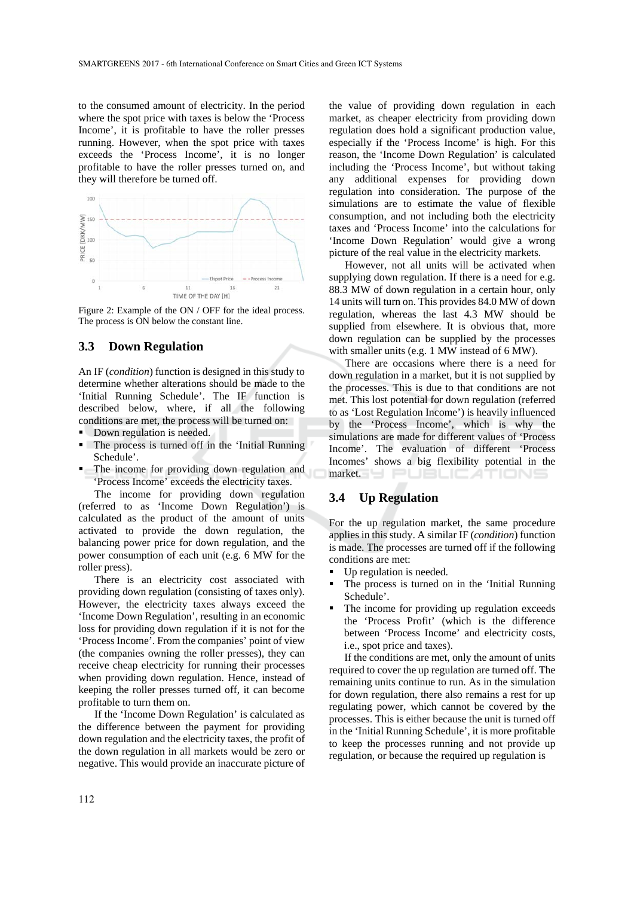to the consumed amount of electricity. In the period where the spot price with taxes is below the 'Process Income', it is profitable to have the roller presses running. However, when the spot price with taxes exceeds the 'Process Income', it is no longer profitable to have the roller presses turned on, and they will therefore be turned off.

Figure 2: Example of the ON / OFF for the ideal process. The process is ON below the constant line.

### 3.3 Down Regulation

An IF (*condition*) function is designed in this study to determine whether alterations should be made to the 'Initial Running Schedule'. The IF function is described below, where, if all the following conditions are met, the process will be turned on:

- Down regulation is needed.
- The process is turned off in the 'Initial Running Schedule'.
- The income for providing down regulation and 'Process Income' exceeds the electricity taxes.

The income for providing down regulation (referred to as 'Income Down Regulation') is calculated as the product of the amount of units activated to provide the down regulation, the balancing power price for down regulation, and the power consumption of each unit (e.g. 6 MW for the roller press).

There is an electricity cost associated with providing down regulation (consisting of taxes only). However, the electricity taxes always exceed the 'Income Down Regulation', resulting in an economic loss for providing down regulation if it is not for the 'Process Income'. From the companies' point of view (the companies owning the roller presses), they can receive cheap electricity for running their processes when providing down regulation. Hence, instead of keeping the roller presses turned off, it can become profitable to turn them on.

If the 'Income Down Regulation' is calculated as the difference between the payment for providing down regulation and the electricity taxes, the profit of the down regulation in all markets would be zero or negative. This would provide an inaccurate picture of the value of providing down regulation in each market, as cheaper electricity from providing down regulation does hold a significant production value, especially if the 'Process Income' is high. For this reason, the 'Income Down Regulation' is calculated including the 'Process Income', but without taking any additional expenses for providing down regulation into consideration. The purpose of the simulations are to estimate the value of flexible consumption, and not including both the electricity taxes and 'Process Income' into the calculations for 'Income Down Regulation' would give a wrong picture of the real value in the electricity markets.

However, not all units will be activated when supplying down regulation. If there is a need for e.g. 88.3 MW of down regulation in a certain hour, only 14 units will turn on. This provides 84.0 MW of down regulation, whereas the last 4.3 MW should be supplied from elsewhere. It is obvious that, more down regulation can be supplied by the processes with smaller units (e.g. 1 MW instead of 6 MW).

There are occasions where there is a need for down regulation in a market, but it is not supplied by the processes. This is due to that conditions are not met. This lost potential for down regulation (referred to as 'Lost Regulation Income') is heavily influenced by the 'Process Income', which is why the simulations are made for different values of 'Process Income'. The evaluation of different 'Process Incomes' shows a big flexibility potential in the market.

### 3.4 Up Regulation

For the up regulation market, the same procedure applies in this study. A similar IF (*condition*) function is made. The processes are turned off if the following conditions are met:

- Up regulation is needed.
- The process is turned on in the 'Initial Running Schedule'.
- The income for providing up regulation exceeds the 'Process Profit' (which is the difference between 'Process Income' and electricity costs, i.e., spot price and taxes).

If the conditions are met, only the amount of units required to cover the up regulation are turned off. The remaining units continue to run. As in the simulation for down regulation, there also remains a rest for up regulating power, which cannot be covered by the processes. This is either because the unit is turned off in the 'Initial Running Schedule', it is more profitable to keep the processes running and not provide up regulation, or because the required up regulation is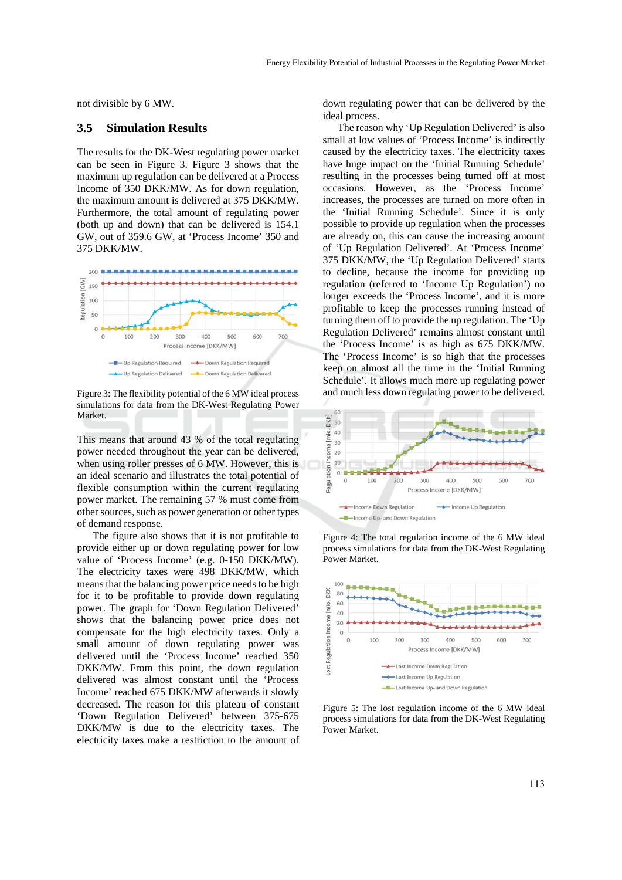not divisible by 6 MW.

### 3.5 Simulation Results

The results for the DK-West regulating power market can be seen in Figure 3. Figure 3 shows that the maximum up regulation can be delivered at a Process Income of 350 DKK/MW. As for down regulation, the maximum amount is delivered at 375 DKK/MW. Furthermore, the total amount of regulating power (both up and down) that can be delivered is 154.1 GW, out of 359.6 GW, at 'Process Income' 350 and 375 DKK/MW.

Figure 3: The flexibility potential of the 6 MW ideal process simulations for data from the DK-West Regulating Power Market.

This means that around 43 % of the total regulating power needed throughout the year can be delivered, when using roller presses of 6 MW. However, this is an ideal scenario and illustrates the total potential of flexible consumption within the current regulating power market. The remaining 57 % must come from other sources, such as power generation or other types of demand response.

The figure also shows that it is not profitable to provide either up or down regulating power for low value of 'Process Income' (e.g. 0-150 DKK/MW). The electricity taxes were 498 DKK/MW, which means that the balancing power price needs to be high for it to be profitable to provide down regulating power. The graph for 'Down Regulation Delivered' shows that the balancing power price does not compensate for the high electricity taxes. Only a small amount of down regulating power was delivered until the 'Process Income' reached 350 DKK/MW. From this point, the down regulation delivered was almost constant until the 'Process Income' reached 675 DKK/MW afterwards it slowly decreased. The reason for this plateau of constant 'Down Regulation Delivered' between 375-675 DKK/MW is due to the electricity taxes. The electricity taxes make a restriction to the amount of down regulating power that can be delivered by the ideal process.

The reason why 'Up Regulation Delivered' is also small at low values of 'Process Income' is indirectly caused by the electricity taxes. The electricity taxes have huge impact on the 'Initial Running Schedule' resulting in the processes being turned off at most occasions. However, as the 'Process Income' increases, the processes are turned on more often in the 'Initial Running Schedule'. Since it is only possible to provide up regulation when the processes are already on, this can cause the increasing amount of 'Up Regulation Delivered'. At 'Process Income' 375 DKK/MW, the 'Up Regulation Delivered' starts to decline, because the income for providing up regulation (referred to 'Income Up Regulation') no longer exceeds the 'Process Income', and it is more profitable to keep the processes running instead of turning them off to provide the up regulation. The 'Up Regulation Delivered' remains almost constant until the 'Process Income' is as high as 675 DKK/MW. The 'Process Income' is so high that the processes keep on almost all the time in the 'Initial Running Schedule'. It allows much more up regulating power and much less down regulating power to be delivered.

Figure 4: The total regulation income of the 6 MW ideal process simulations for data from the DK-West Regulating Power Market.

Figure 5: The lost regulation income of the 6 MW ideal process simulations for data from the DK-West Regulating Power Market.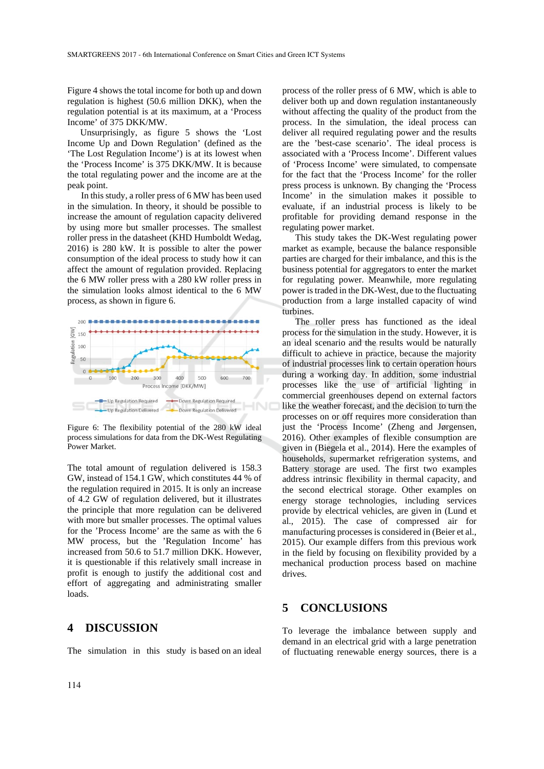Figure 4 shows the total income for both up and down regulation is highest (50.6 million DKK), when the regulation potential is at its maximum, at a 'Process Income' of 375 DKK/MW.

Unsurprisingly, as figure 5 shows the 'Lost Income Up and Down Regulation' (defined as the 'The Lost Regulation Income') is at its lowest when the 'Process Income' is 375 DKK/MW. It is because the total regulating power and the income are at the peak point.

In this study, a roller press of 6 MW has been used in the simulation. In theory, it should be possible to increase the amount of regulation capacity delivered by using more but smaller processes. The smallest roller press in the datasheet (KHD Humboldt Wedag, 2016) is 280 kW. It is possible to alter the power consumption of the ideal process to study how it can affect the amount of regulation provided. Replacing the 6 MW roller press with a 280 kW roller press in the simulation looks almost identical to the 6 MW process, as shown in figure 6.

Figure 6: The flexibility potential of the 280 kW ideal process simulations for data from the DK-West Regulating Power Market.

The total amount of regulation delivered is 158.3 GW, instead of 154.1 GW, which constitutes 44 % of the regulation required in 2015. It is only an increase of 4.2 GW of regulation delivered, but it illustrates the principle that more regulation can be delivered with more but smaller processes. The optimal values for the 'Process Income' are the same as with the 6 MW process, but the 'Regulation Income' has increased from 50.6 to 51.7 million DKK. However, it is questionable if this relatively small increase in profit is enough to justify the additional cost and effort of aggregating and administrating smaller loads.

## 4 DISCUSSION

The simulation in this study is based on an ideal process of the roller press of 6 MW, which is able to deliver both up and down regulation instantaneously without affecting the quality of the product from the process. In the simulation, the ideal process can deliver all required regulating power and the results are the 'best-case scenario'. The ideal process is associated with a 'Process Income'. Different values of 'Process Income' were simulated, to compensate for the fact that the 'Process Income' for the roller press process is unknown. By changing the 'Process Income' in the simulation makes it possible to evaluate, if an industrial process is likely to be profitable for providing demand response in the regulating power market.

This study takes the DK-West regulating power market as example, because the balance responsible parties are charged for their imbalance, and this is the business potential for aggregators to enter the market for regulating power. Meanwhile, more regulating power is traded in the DK-West, due to the fluctuating production from a large installed capacity of wind turbines.

The roller press has functioned as the ideal process for the simulation in the study. However, it is an ideal scenario and the results would be naturally difficult to achieve in practice, because the majority of industrial processes link to certain operation hours during a working day. In addition, some industrial processes like the use of artificial lighting in commercial greenhouses depend on external factors like the weather forecast, and the decision to turn the processes on or off requires more consideration than just the 'Process Income' (Zheng and Jørgensen, 2016). Other examples of flexible consumption are given in (Biegela et al., 2014). Here the examples of households, supermarket refrigeration systems, and Battery storage are used. The first two examples address intrinsic flexibility in thermal capacity, and the second electrical storage. Other examples on energy storage technologies, including services provide by electrical vehicles, are given in (Lund et al., 2015). The case of compressed air for manufacturing processes is considered in (Beier et al., 2015). Our example differs from this previous work in the field by focusing on flexibility provided by a mechanical production process based on machine drives.

## 5 CONCLUSIONS

To leverage the imbalance between supply and demand in an electrical grid with a large penetration of fluctuating renewable energy sources, there is a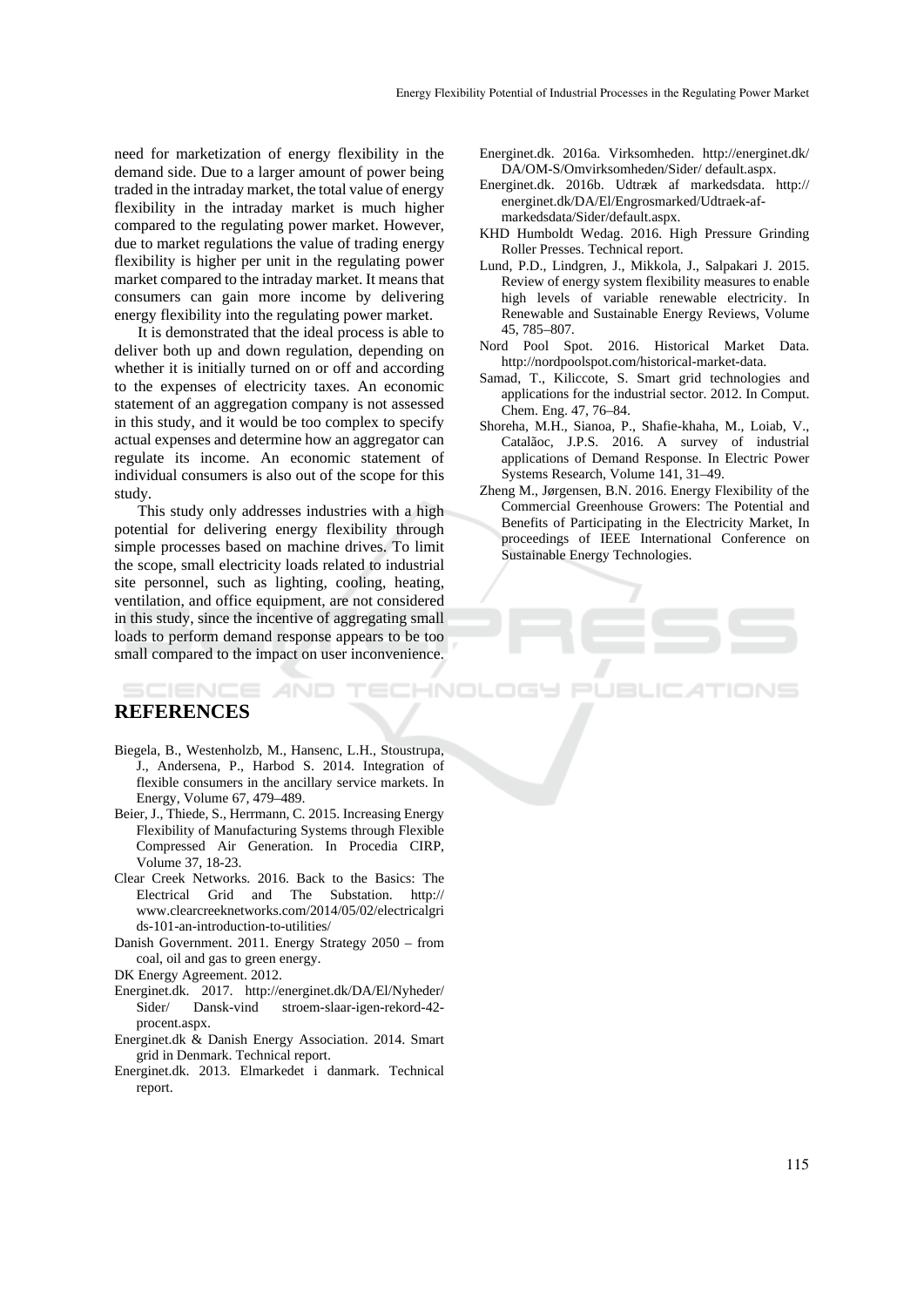need for marketization of energy flexibility in the demand side. Due to a larger amount of power being traded in the intraday market, the total value of energy flexibility in the intraday market is much higher compared to the regulating power market. However, due to market regulations the value of trading energy flexibility is higher per unit in the regulating power market compared to the intraday market. It means that consumers can gain more income by delivering energy flexibility into the regulating power market.

It is demonstrated that the ideal process is able to deliver both up and down regulation, depending on whether it is initially turned on or off and according to the expenses of electricity taxes. An economic statement of an aggregation company is not assessed in this study, and it would be too complex to specify actual expenses and determine how an aggregator can regulate its income. An economic statement of individual consumers is also out of the scope for this study.

This study only addresses industries with a high potential for delivering energy flexibility through simple processes based on machine drives. To limit the scope, small electricity loads related to industrial site personnel, such as lighting, cooling, heating, ventilation, and office equipment, are not considered in this study, since the incentive of aggregating small loads to perform demand response appears to be too small compared to the impact on user inconvenience.

## REFERENCES

Biegela, B., Westenholzb, M., Hansenc, L.H., Stoustrupa, J., Andersena, P., Harbod S. 2014. Integration of flexible consumers in the ancillary service markets. In Energy, Volume 67, 479–489.

Beier, J., Thiede, S., Herrmann, C. 2015. Increasing Energy Flexibility of Manufacturing Systems through Flexible Compressed Air Generation. In Procedia CIRP, Volume 37, 18-23.

Clear Creek Networks. 2016. Back to the Basics: The Electrical Grid and The Substation. http://www.clearcreeknetworks.com/2014/05/02/electricalgrids-101-an-introduction-to-utilities/

Danish Government. 2011. Energy Strategy 2050 – from coal, oil and gas to green energy.

DK Energy Agreement. 2012.

Energinet.dk. 2017. http://energinet.dk/DA/El/Nyheder/Sider/ Dansk-vind stroem-slaar-igen-rekord-42-procent.aspx.

Energinet.dk & Danish Energy Association. 2014. Smart grid in Denmark. Technical report.

Energinet.dk. 2013. Elmarkedet i danmark. Technical report.

Energinet.dk. 2016a. Virksomheden. http://energinet.dk/DA/OM-S/Omvirksomheden/Sider/ default.aspx.

Energinet.dk. 2016b. Udtræk af markedsdata. http://energinet.dk/DA/El/Engrosmarked/Udtraek-af-markedsdata/Sider/default.aspx.

KHD Humboldt Wedag. 2016. High Pressure Grinding Roller Presses. Technical report.

Lund, P.D., Lindgren, J., Mikkola, J., Salpakari J. 2015. Review of energy system flexibility measures to enable high levels of variable renewable electricity. In Renewable and Sustainable Energy Reviews, Volume 45, 785–807.

Nord Pool Spot. 2016. Historical Market Data. http://nordpoolspot.com/historical-market-data.

Samad, T., Kiliccote, S. Smart grid technologies and applications for the industrial sector. 2012. In Comput. Chem. Eng. 47, 76–84.

Shoreha, M.H., Sianoa, P., Shafie-khaha, M., Loiab, V., Catalãoc, J.P.S. 2016. A survey of industrial applications of Demand Response. In Electric Power Systems Research, Volume 141, 31–49.

Zheng M., Jørgensen, B.N. 2016. Energy Flexibility of the Commercial Greenhouse Growers: The Potential and Benefits of Participating in the Electricity Market, In proceedings of IEEE International Conference on Sustainable Energy Technologies.